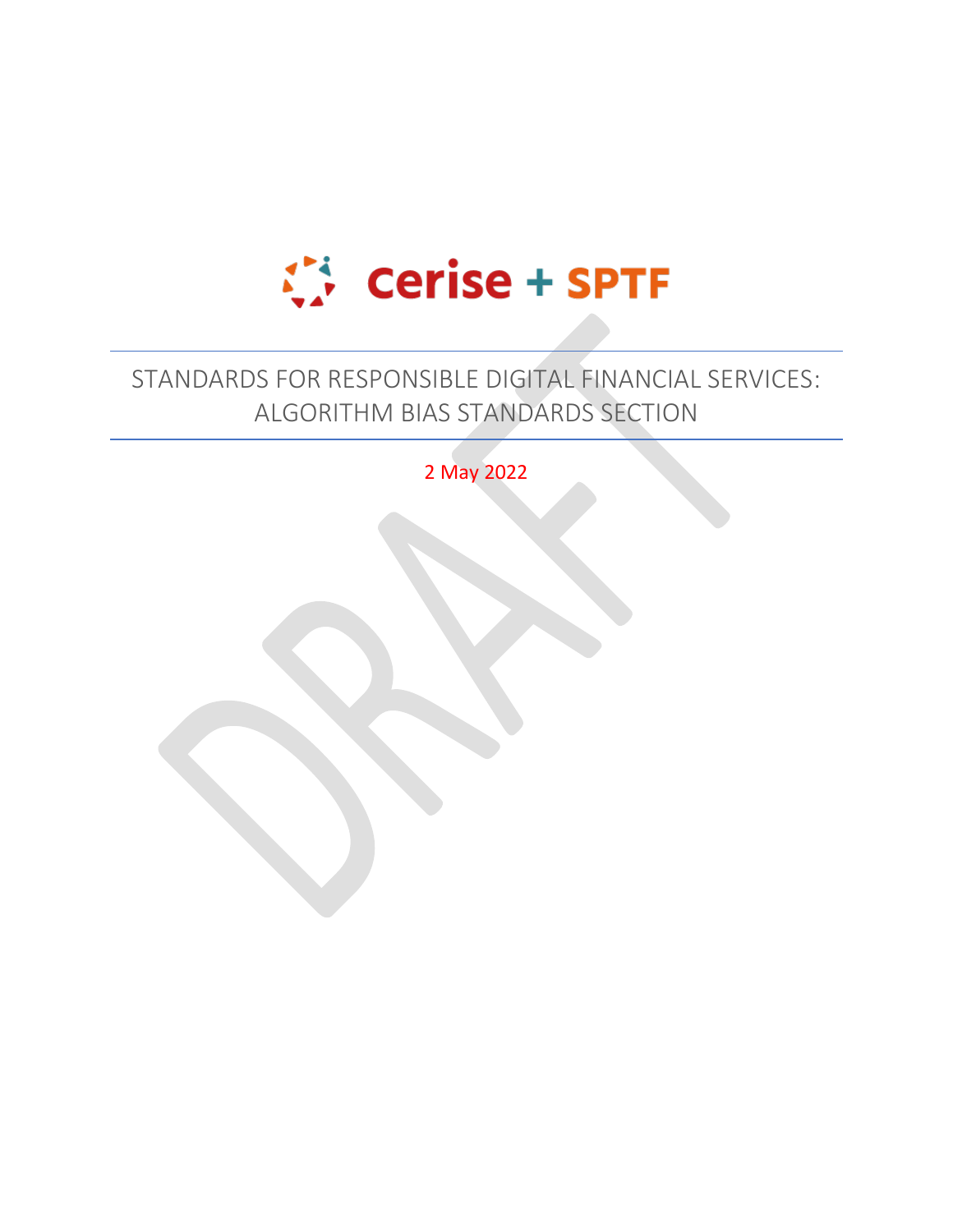Cerise + SPTF

# STANDARDS FOR RESPONSIBLE DIGITAL FINANCIAL SERVICES: ALGORITHM BIAS STANDARDS SECTION

2 May 2022

DRAFT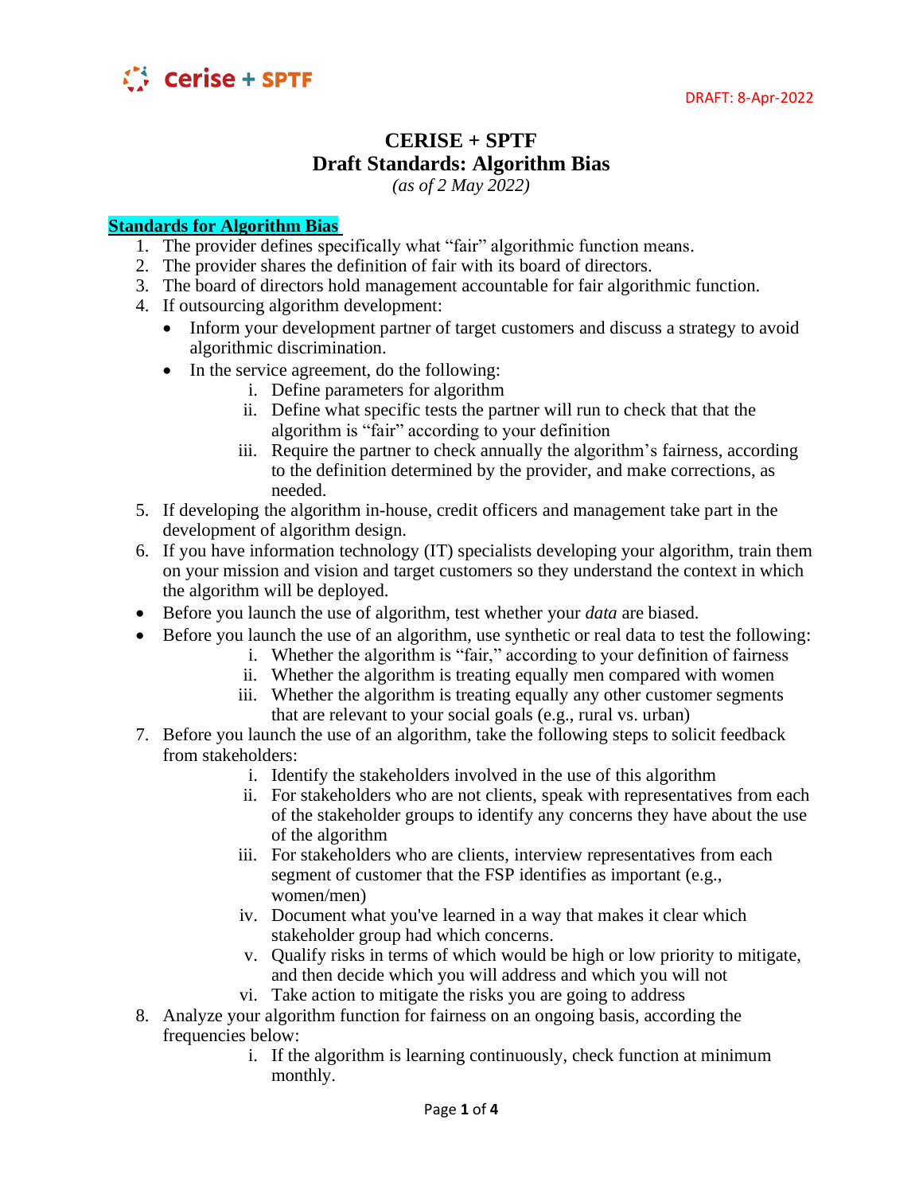DRAFT: 8-Apr-2022

# CERISE + SPTF
# Draft Standards: Algorithm Bias

*(as of 2 May 2022)*

## **Standards for Algorithm Bias**

1. The provider defines specifically what "fair" algorithmic function means.
2. The provider shares the definition of fair with its board of directors.
3. The board of directors hold management accountable for fair algorithmic function.
4. If outsourcing algorithm development:
   - Inform your development partner of target customers and discuss a strategy to avoid algorithmic discrimination.
   - In the service agreement, do the following:
     i. Define parameters for algorithm
     ii. Define what specific tests the partner will run to check that that the algorithm is "fair" according to your definition
     iii. Require the partner to check annually the algorithm's fairness, according to the definition determined by the provider, and make corrections, as needed.
5. If developing the algorithm in-house, credit officers and management take part in the development of algorithm design.
6. If you have information technology (IT) specialists developing your algorithm, train them on your mission and vision and target customers so they understand the context in which the algorithm will be deployed.

- Before you launch the use of algorithm, test whether your *data* are biased.
- Before you launch the use of an algorithm, use synthetic or real data to test the following:
  i. Whether the algorithm is "fair," according to your definition of fairness
  ii. Whether the algorithm is treating equally men compared with women
  iii. Whether the algorithm is treating equally any other customer segments that are relevant to your social goals (e.g., rural vs. urban)

7. Before you launch the use of an algorithm, take the following steps to solicit feedback from stakeholders:
   i. Identify the stakeholders involved in the use of this algorithm
   ii. For stakeholders who are not clients, speak with representatives from each of the stakeholder groups to identify any concerns they have about the use of the algorithm
   iii. For stakeholders who are clients, interview representatives from each segment of customer that the FSP identifies as important (e.g., women/men)
   iv. Document what you've learned in a way that makes it clear which stakeholder group had which concerns.
   v. Qualify risks in terms of which would be high or low priority to mitigate, and then decide which you will address and which you will not
   vi. Take action to mitigate the risks you are going to address
8. Analyze your algorithm function for fairness on an ongoing basis, according the frequencies below:
   i. If the algorithm is learning continuously, check function at minimum monthly.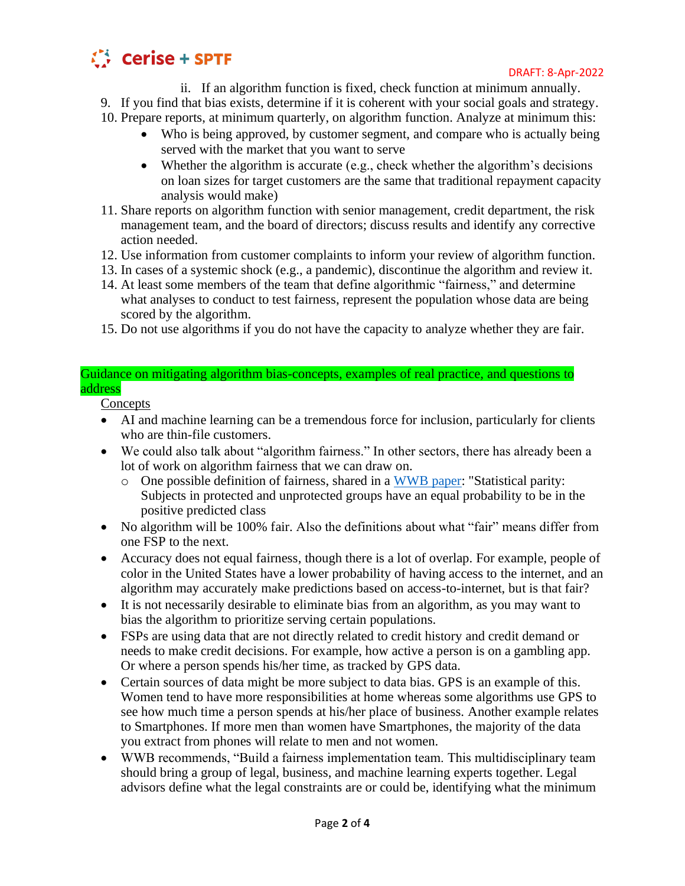ii. If an algorithm function is fixed, check function at minimum annually.

9. If you find that bias exists, determine if it is coherent with your social goals and strategy.
10. Prepare reports, at minimum quarterly, on algorithm function. Analyze at minimum this:
    - Who is being approved, by customer segment, and compare who is actually being served with the market that you want to serve
    - Whether the algorithm is accurate (e.g., check whether the algorithm's decisions on loan sizes for target customers are the same that traditional repayment capacity analysis would make)
11. Share reports on algorithm function with senior management, credit department, the risk management team, and the board of directors; discuss results and identify any corrective action needed.
12. Use information from customer complaints to inform your review of algorithm function.
13. In cases of a systemic shock (e.g., a pandemic), discontinue the algorithm and review it.
14. At least some members of the team that define algorithmic "fairness," and determine what analyses to conduct to test fairness, represent the population whose data are being scored by the algorithm.
15. Do not use algorithms if you do not have the capacity to analyze whether they are fair.

**Guidance on mitigating algorithm bias-concepts, examples of real practice, and questions to address**

Concepts

- AI and machine learning can be a tremendous force for inclusion, particularly for clients who are thin-file customers.
- We could also talk about "algorithm fairness." In other sectors, there has already been a lot of work on algorithm fairness that we can draw on.
  - One possible definition of fairness, shared in a WWB paper: "Statistical parity: Subjects in protected and unprotected groups have an equal probability to be in the positive predicted class
- No algorithm will be 100% fair. Also the definitions about what "fair" means differ from one FSP to the next.
- Accuracy does not equal fairness, though there is a lot of overlap. For example, people of color in the United States have a lower probability of having access to the internet, and an algorithm may accurately make predictions based on access-to-internet, but is that fair?
- It is not necessarily desirable to eliminate bias from an algorithm, as you may want to bias the algorithm to prioritize serving certain populations.
- FSPs are using data that are not directly related to credit history and credit demand or needs to make credit decisions. For example, how active a person is on a gambling app. Or where a person spends his/her time, as tracked by GPS data.
- Certain sources of data might be more subject to data bias. GPS is an example of this. Women tend to have more responsibilities at home whereas some algorithms use GPS to see how much time a person spends at his/her place of business. Another example relates to Smartphones. If more men than women have Smartphones, the majority of the data you extract from phones will relate to men and not women.
- WWB recommends, "Build a fairness implementation team. This multidisciplinary team should bring a group of legal, business, and machine learning experts together. Legal advisors define what the legal constraints are or could be, identifying what the minimum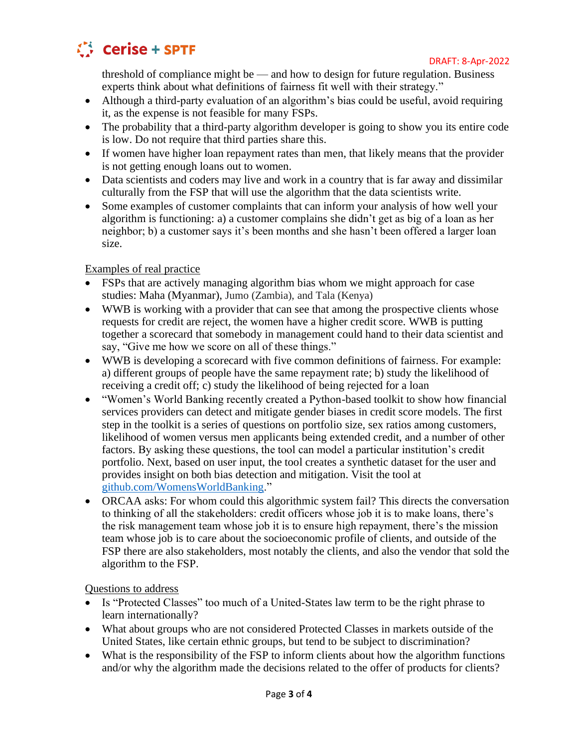threshold of compliance might be — and how to design for future regulation. Business experts think about what definitions of fairness fit well with their strategy."

- Although a third-party evaluation of an algorithm's bias could be useful, avoid requiring it, as the expense is not feasible for many FSPs.
- The probability that a third-party algorithm developer is going to show you its entire code is low. Do not require that third parties share this.
- If women have higher loan repayment rates than men, that likely means that the provider is not getting enough loans out to women.
- Data scientists and coders may live and work in a country that is far away and dissimilar culturally from the FSP that will use the algorithm that the data scientists write.
- Some examples of customer complaints that can inform your analysis of how well your algorithm is functioning: a) a customer complains she didn't get as big of a loan as her neighbor; b) a customer says it's been months and she hasn't been offered a larger loan size.

<u>Examples of real practice</u>

- FSPs that are actively managing algorithm bias whom we might approach for case studies: Maha (Myanmar), Jumo (Zambia), and Tala (Kenya)
- WWB is working with a provider that can see that among the prospective clients whose requests for credit are reject, the women have a higher credit score. WWB is putting together a scorecard that somebody in management could hand to their data scientist and say, "Give me how we score on all of these things."
- WWB is developing a scorecard with five common definitions of fairness. For example: a) different groups of people have the same repayment rate; b) study the likelihood of receiving a credit off; c) study the likelihood of being rejected for a loan
- "Women's World Banking recently created a Python-based toolkit to show how financial services providers can detect and mitigate gender biases in credit score models. The first step in the toolkit is a series of questions on portfolio size, sex ratios among customers, likelihood of women versus men applicants being extended credit, and a number of other factors. By asking these questions, the tool can model a particular institution's credit portfolio. Next, based on user input, the tool creates a synthetic dataset for the user and provides insight on both bias detection and mitigation. Visit the tool at [github.com/WomensWorldBanking](https://github.com/WomensWorldBanking)."
- ORCAA asks: For whom could this algorithmic system fail? This directs the conversation to thinking of all the stakeholders: credit officers whose job it is to make loans, there's the risk management team whose job it is to ensure high repayment, there's the mission team whose job is to care about the socioeconomic profile of clients, and outside of the FSP there are also stakeholders, most notably the clients, and also the vendor that sold the algorithm to the FSP.

<u>Questions to address</u>

- Is "Protected Classes" too much of a United-States law term to be the right phrase to learn internationally?
- What about groups who are not considered Protected Classes in markets outside of the United States, like certain ethnic groups, but tend to be subject to discrimination?
- What is the responsibility of the FSP to inform clients about how the algorithm functions and/or why the algorithm made the decisions related to the offer of products for clients?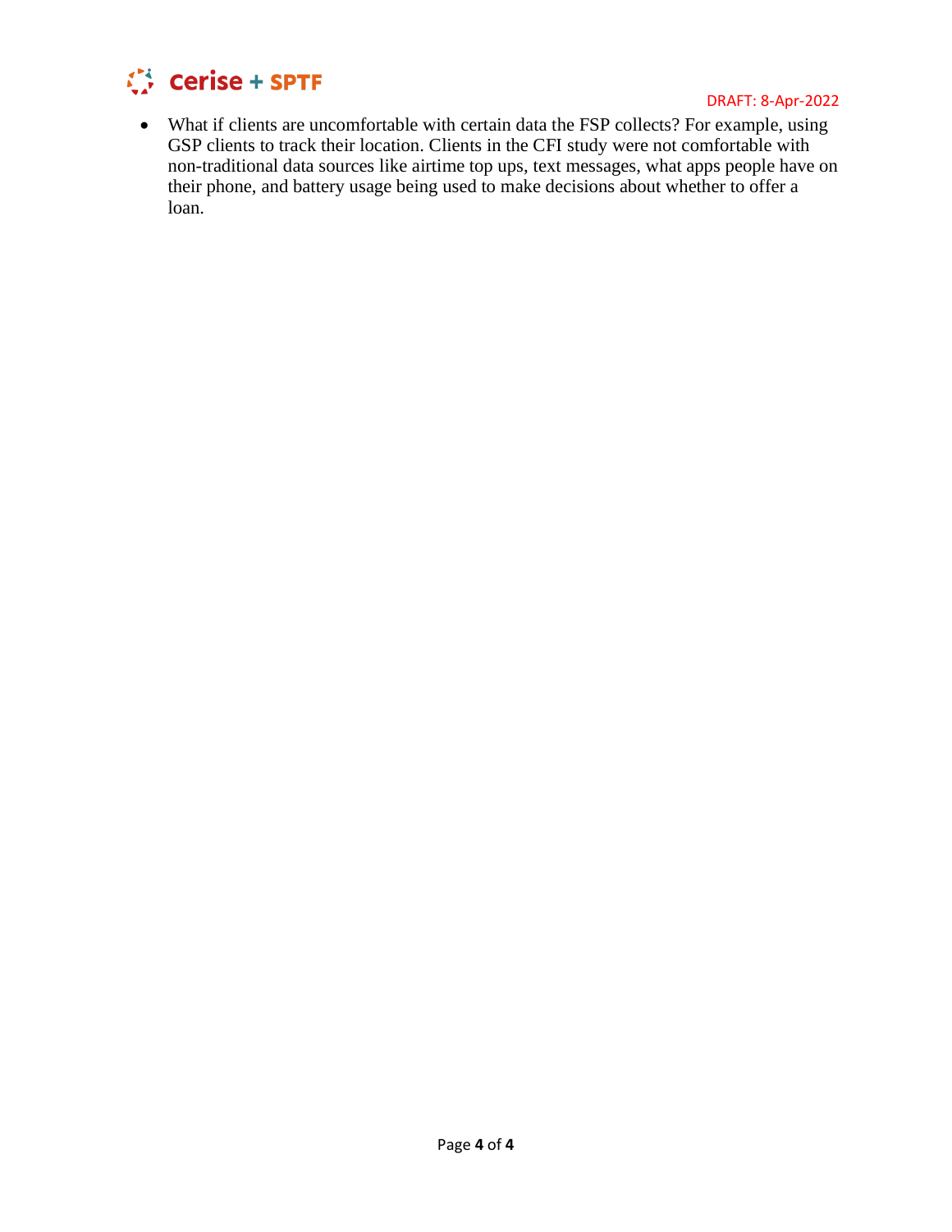- What if clients are uncomfortable with certain data the FSP collects? For example, using GSP clients to track their location. Clients in the CFI study were not comfortable with non-traditional data sources like airtime top ups, text messages, what apps people have on their phone, and battery usage being used to make decisions about whether to offer a loan.